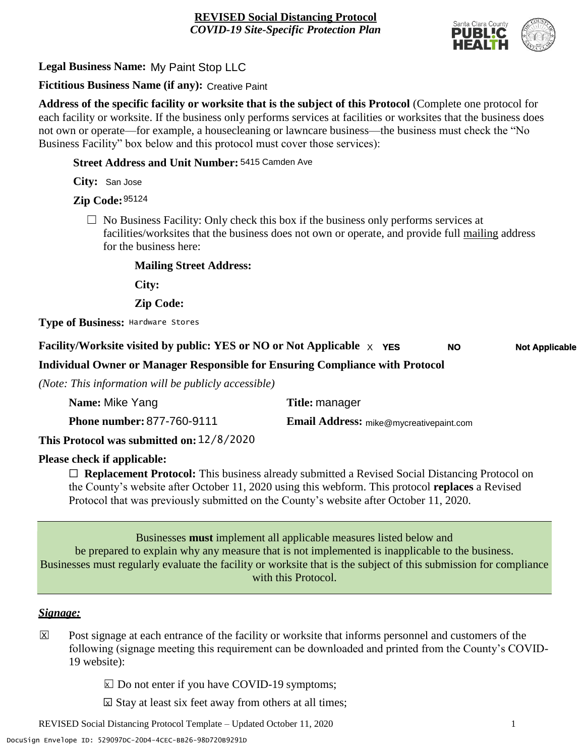**REVISED Social Distancing Protocol**
***COVID-19 Site-Specific Protection Plan***

**Legal Business Name:** My Paint Stop LLC

**Fictitious Business Name (if any):** Creative Paint

**Address of the specific facility or worksite that is the subject of this Protocol** (Complete one protocol for each facility or worksite. If the business only performs services at facilities or worksites that the business does not own or operate—for example, a housecleaning or lawncare business—the business must check the "No Business Facility" box below and this protocol must cover those services):

**Street Address and Unit Number:** 5415 Camden Ave

**City:** San Jose

**Zip Code:** 95124

☐ No Business Facility: Only check this box if the business only performs services at facilities/worksites that the business does not own or operate, and provide full mailing address for the business here:

**Mailing Street Address:**

**City:**

**Zip Code:**

**Type of Business:** Hardware Stores

**Facility/Worksite visited by public: YES or NO or Not Applicable** X **YES** **NO** **Not Applicable**

**Individual Owner or Manager Responsible for Ensuring Compliance with Protocol**

*(Note: This information will be publicly accessible)*

**Name:** Mike Yang **Title:** manager

**Phone number:** 877-760-9111 **Email Address:** mike@mycreativepaint.com

**This Protocol was submitted on:** 12/8/2020

**Please check if applicable:**

☐ **Replacement Protocol:** This business already submitted a Revised Social Distancing Protocol on the County's website after October 11, 2020 using this webform. This protocol **replaces** a Revised Protocol that was previously submitted on the County's website after October 11, 2020.

Businesses **must** implement all applicable measures listed below and be prepared to explain why any measure that is not implemented is inapplicable to the business. Businesses must regularly evaluate the facility or worksite that is the subject of this submission for compliance with this Protocol.

***Signage:***

☒ Post signage at each entrance of the facility or worksite that informs personnel and customers of the following (signage meeting this requirement can be downloaded and printed from the County's COVID-19 website):

☒ Do not enter if you have COVID-19 symptoms;

☒ Stay at least six feet away from others at all times;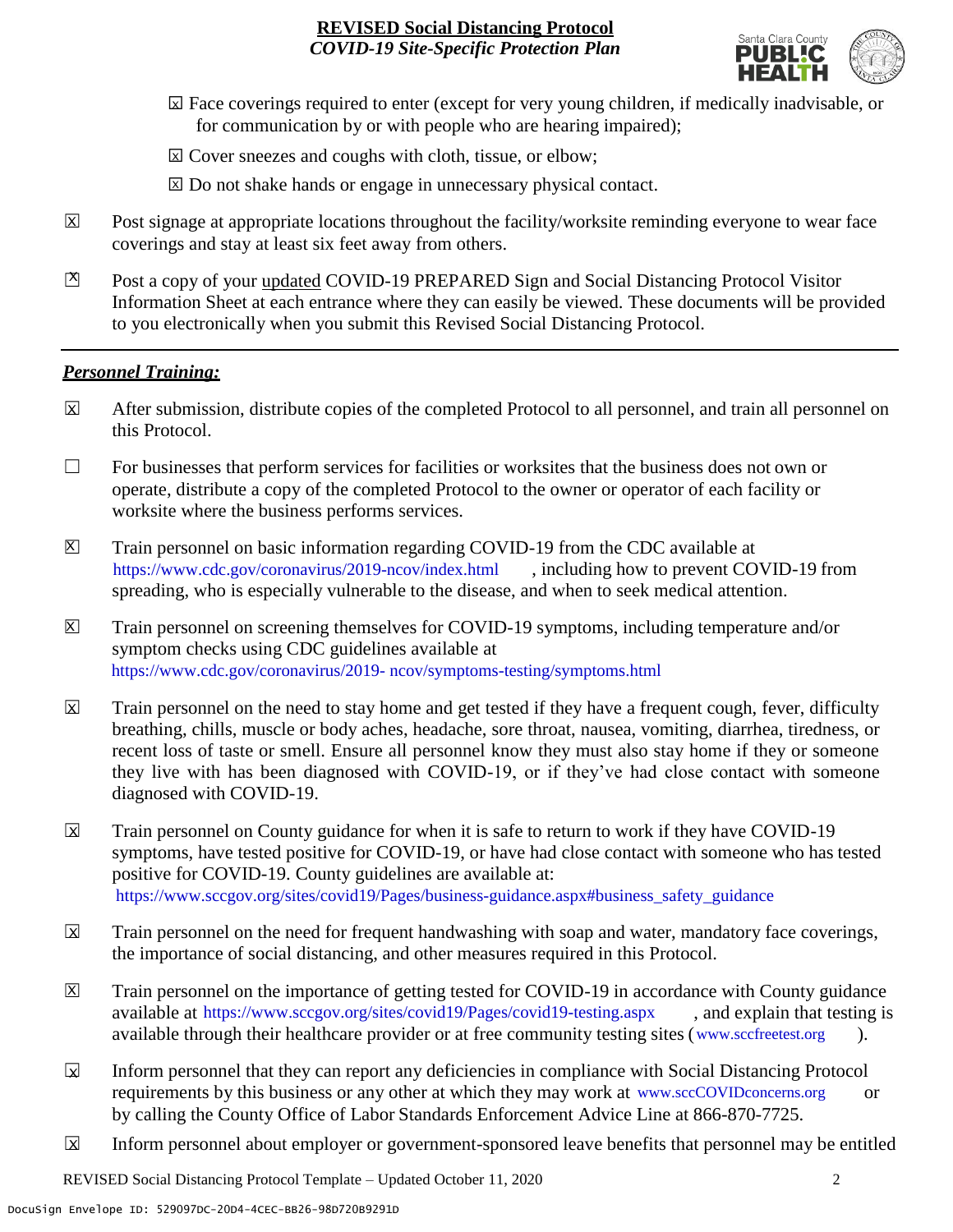- ☒ Face coverings required to enter (except for very young children, if medically inadvisable, or for communication by or with people who are hearing impaired);
- ☒ Cover sneezes and coughs with cloth, tissue, or elbow;
- ☒ Do not shake hands or engage in unnecessary physical contact.

☒ Post signage at appropriate locations throughout the facility/worksite reminding everyone to wear face coverings and stay at least six feet away from others.

☒ Post a copy of your updated COVID-19 PREPARED Sign and Social Distancing Protocol Visitor Information Sheet at each entrance where they can easily be viewed. These documents will be provided to you electronically when you submit this Revised Social Distancing Protocol.

---

***Personnel Training:***

☒ After submission, distribute copies of the completed Protocol to all personnel, and train all personnel on this Protocol.

☐ For businesses that perform services for facilities or worksites that the business does not own or operate, distribute a copy of the completed Protocol to the owner or operator of each facility or worksite where the business performs services.

☒ Train personnel on basic information regarding COVID-19 from the CDC available at https://www.cdc.gov/coronavirus/2019-ncov/index.html, including how to prevent COVID-19 from spreading, who is especially vulnerable to the disease, and when to seek medical attention.

☒ Train personnel on screening themselves for COVID-19 symptoms, including temperature and/or symptom checks using CDC guidelines available at https://www.cdc.gov/coronavirus/2019- ncov/symptoms-testing/symptoms.html

☒ Train personnel on the need to stay home and get tested if they have a frequent cough, fever, difficulty breathing, chills, muscle or body aches, headache, sore throat, nausea, vomiting, diarrhea, tiredness, or recent loss of taste or smell. Ensure all personnel know they must also stay home if they or someone they live with has been diagnosed with COVID-19, or if they've had close contact with someone diagnosed with COVID-19.

☒ Train personnel on County guidance for when it is safe to return to work if they have COVID-19 symptoms, have tested positive for COVID-19, or have had close contact with someone who has tested positive for COVID-19. County guidelines are available at: https://www.sccgov.org/sites/covid19/Pages/business-guidance.aspx#business_safety_guidance

☒ Train personnel on the need for frequent handwashing with soap and water, mandatory face coverings, the importance of social distancing, and other measures required in this Protocol.

☒ Train personnel on the importance of getting tested for COVID-19 in accordance with County guidance available at https://www.sccgov.org/sites/covid19/Pages/covid19-testing.aspx, and explain that testing is available through their healthcare provider or at free community testing sites (www.sccfreetest.org).

☒ Inform personnel that they can report any deficiencies in compliance with Social Distancing Protocol requirements by this business or any other at which they may work at www.sccCOVIDconcerns.org or by calling the County Office of Labor Standards Enforcement Advice Line at 866-870-7725.

☒ Inform personnel about employer or government-sponsored leave benefits that personnel may be entitled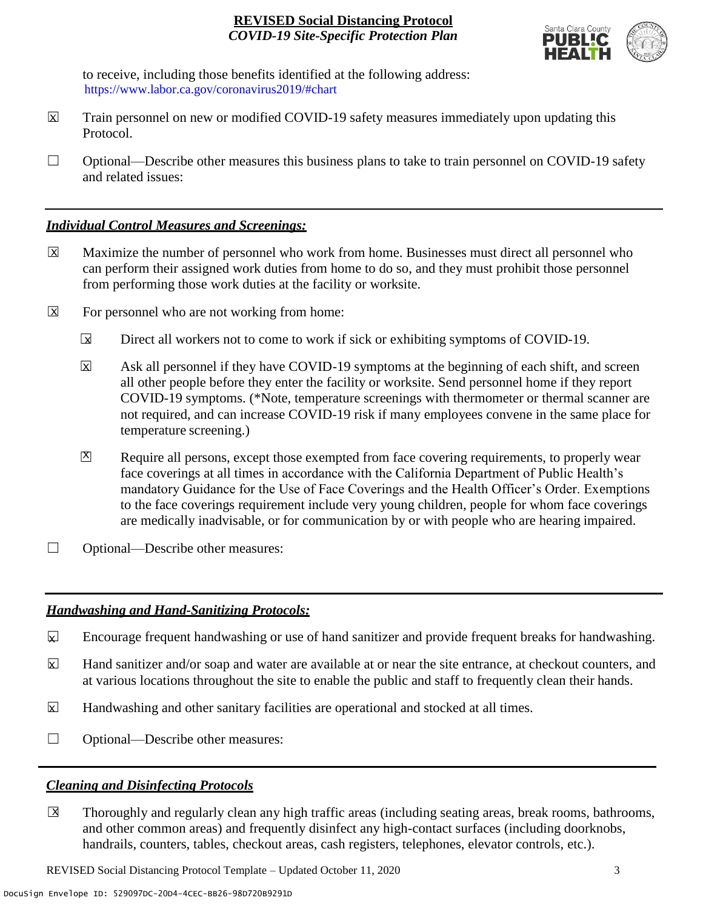to receive, including those benefits identified at the following address: https://www.labor.ca.gov/coronavirus2019/#chart

☒ Train personnel on new or modified COVID-19 safety measures immediately upon updating this Protocol.

☐ Optional—Describe other measures this business plans to take to train personnel on COVID-19 safety and related issues:

## *Individual Control Measures and Screenings:*

☒ Maximize the number of personnel who work from home. Businesses must direct all personnel who can perform their assigned work duties from home to do so, and they must prohibit those personnel from performing those work duties at the facility or worksite.

☒ For personnel who are not working from home:

- ☒ Direct all workers not to come to work if sick or exhibiting symptoms of COVID-19.
- ☒ Ask all personnel if they have COVID-19 symptoms at the beginning of each shift, and screen all other people before they enter the facility or worksite. Send personnel home if they report COVID-19 symptoms. (*Note, temperature screenings with thermometer or thermal scanner are not required, and can increase COVID-19 risk if many employees convene in the same place for temperature screening.)
- ☒ Require all persons, except those exempted from face covering requirements, to properly wear face coverings at all times in accordance with the California Department of Public Health's mandatory Guidance for the Use of Face Coverings and the Health Officer's Order. Exemptions to the face coverings requirement include very young children, people for whom face coverings are medically inadvisable, or for communication by or with people who are hearing impaired.

☐ Optional—Describe other measures:

## *Handwashing and Hand-Sanitizing Protocols:*

☒ Encourage frequent handwashing or use of hand sanitizer and provide frequent breaks for handwashing.

☒ Hand sanitizer and/or soap and water are available at or near the site entrance, at checkout counters, and at various locations throughout the site to enable the public and staff to frequently clean their hands.

☒ Handwashing and other sanitary facilities are operational and stocked at all times.

☐ Optional—Describe other measures:

## *Cleaning and Disinfecting Protocols*

☒ Thoroughly and regularly clean any high traffic areas (including seating areas, break rooms, bathrooms, and other common areas) and frequently disinfect any high-contact surfaces (including doorknobs, handrails, counters, tables, checkout areas, cash registers, telephones, elevator controls, etc.).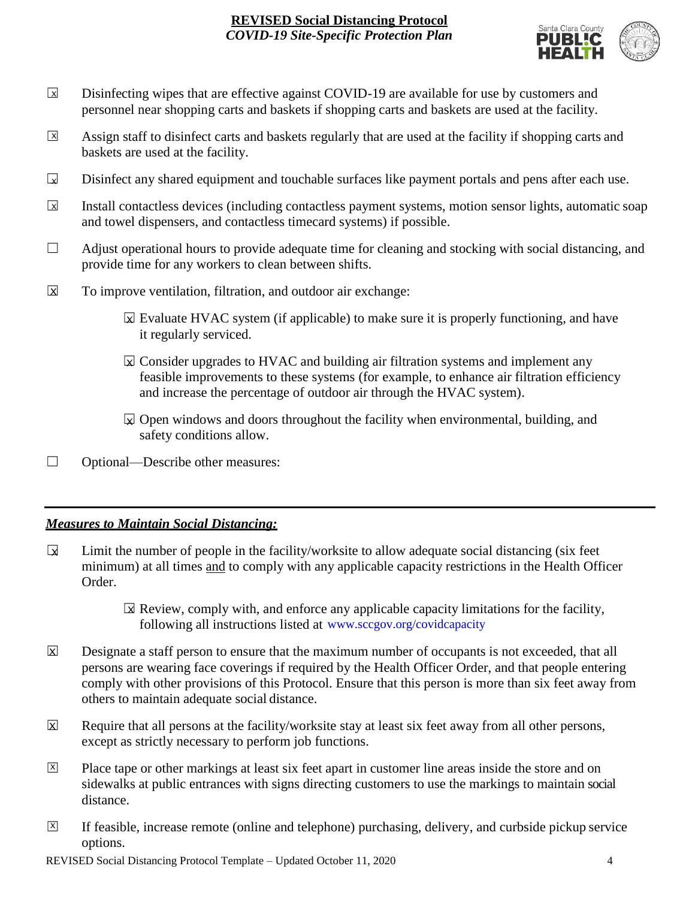- ☒ Disinfecting wipes that are effective against COVID-19 are available for use by customers and personnel near shopping carts and baskets if shopping carts and baskets are used at the facility.
- ☒ Assign staff to disinfect carts and baskets regularly that are used at the facility if shopping carts and baskets are used at the facility.
- ☒ Disinfect any shared equipment and touchable surfaces like payment portals and pens after each use.
- ☒ Install contactless devices (including contactless payment systems, motion sensor lights, automatic soap and towel dispensers, and contactless timecard systems) if possible.
- ☐ Adjust operational hours to provide adequate time for cleaning and stocking with social distancing, and provide time for any workers to clean between shifts.
- ☒ To improve ventilation, filtration, and outdoor air exchange:
  - ☒ Evaluate HVAC system (if applicable) to make sure it is properly functioning, and have it regularly serviced.
  - ☒ Consider upgrades to HVAC and building air filtration systems and implement any feasible improvements to these systems (for example, to enhance air filtration efficiency and increase the percentage of outdoor air through the HVAC system).
  - ☒ Open windows and doors throughout the facility when environmental, building, and safety conditions allow.
- ☐ Optional—Describe other measures:

---

## ***Measures to Maintain Social Distancing:***

- ☒ Limit the number of people in the facility/worksite to allow adequate social distancing (six feet minimum) at all times and to comply with any applicable capacity restrictions in the Health Officer Order.
  - ☒ Review, comply with, and enforce any applicable capacity limitations for the facility, following all instructions listed at www.sccgov.org/covidcapacity
- ☒ Designate a staff person to ensure that the maximum number of occupants is not exceeded, that all persons are wearing face coverings if required by the Health Officer Order, and that people entering comply with other provisions of this Protocol. Ensure that this person is more than six feet away from others to maintain adequate social distance.
- ☒ Require that all persons at the facility/worksite stay at least six feet away from all other persons, except as strictly necessary to perform job functions.
- ☒ Place tape or other markings at least six feet apart in customer line areas inside the store and on sidewalks at public entrances with signs directing customers to use the markings to maintain social distance.
- ☒ If feasible, increase remote (online and telephone) purchasing, delivery, and curbside pickup service options.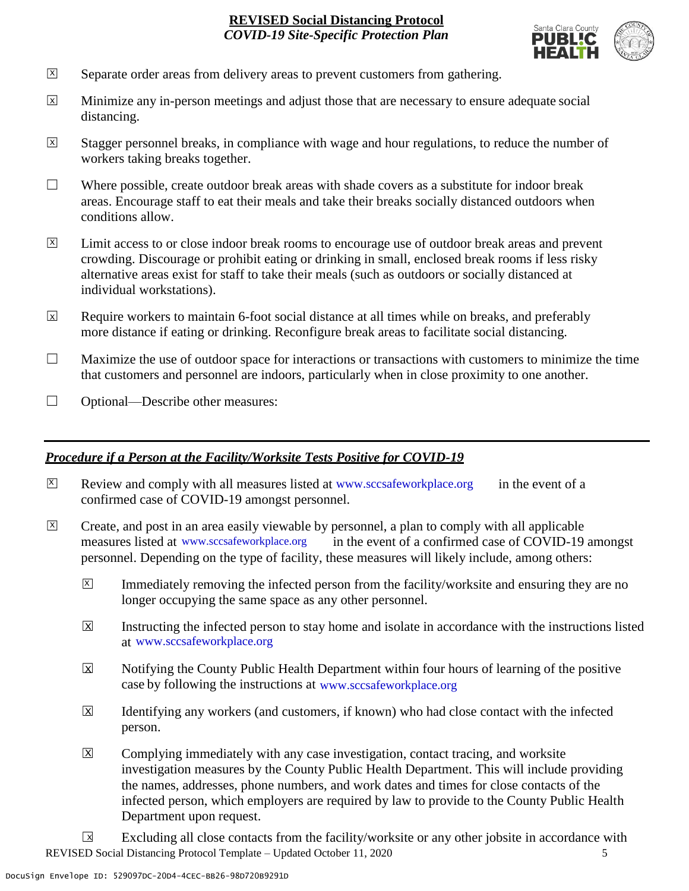- ☒ Separate order areas from delivery areas to prevent customers from gathering.
- ☒ Minimize any in-person meetings and adjust those that are necessary to ensure adequate social distancing.
- ☒ Stagger personnel breaks, in compliance with wage and hour regulations, to reduce the number of workers taking breaks together.
- ☐ Where possible, create outdoor break areas with shade covers as a substitute for indoor break areas. Encourage staff to eat their meals and take their breaks socially distanced outdoors when conditions allow.
- ☒ Limit access to or close indoor break rooms to encourage use of outdoor break areas and prevent crowding. Discourage or prohibit eating or drinking in small, enclosed break rooms if less risky alternative areas exist for staff to take their meals (such as outdoors or socially distanced at individual workstations).
- ☒ Require workers to maintain 6-foot social distance at all times while on breaks, and preferably more distance if eating or drinking. Reconfigure break areas to facilitate social distancing.
- ☐ Maximize the use of outdoor space for interactions or transactions with customers to minimize the time that customers and personnel are indoors, particularly when in close proximity to one another.
- ☐ Optional—Describe other measures:

---

***Procedure if a Person at the Facility/Worksite Tests Positive for COVID-19***

- ☒ Review and comply with all measures listed at www.sccsafeworkplace.org in the event of a confirmed case of COVID-19 amongst personnel.
- ☒ Create, and post in an area easily viewable by personnel, a plan to comply with all applicable measures listed at www.sccsafeworkplace.org in the event of a confirmed case of COVID-19 amongst personnel. Depending on the type of facility, these measures will likely include, among others:
  - ☒ Immediately removing the infected person from the facility/worksite and ensuring they are no longer occupying the same space as any other personnel.
  - ☒ Instructing the infected person to stay home and isolate in accordance with the instructions listed at www.sccsafeworkplace.org
  - ☒ Notifying the County Public Health Department within four hours of learning of the positive case by following the instructions at www.sccsafeworkplace.org
  - ☒ Identifying any workers (and customers, if known) who had close contact with the infected person.
  - ☒ Complying immediately with any case investigation, contact tracing, and worksite investigation measures by the County Public Health Department. This will include providing the names, addresses, phone numbers, and work dates and times for close contacts of the infected person, which employers are required by law to provide to the County Public Health Department upon request.
  - ☒ Excluding all close contacts from the facility/worksite or any other jobsite in accordance with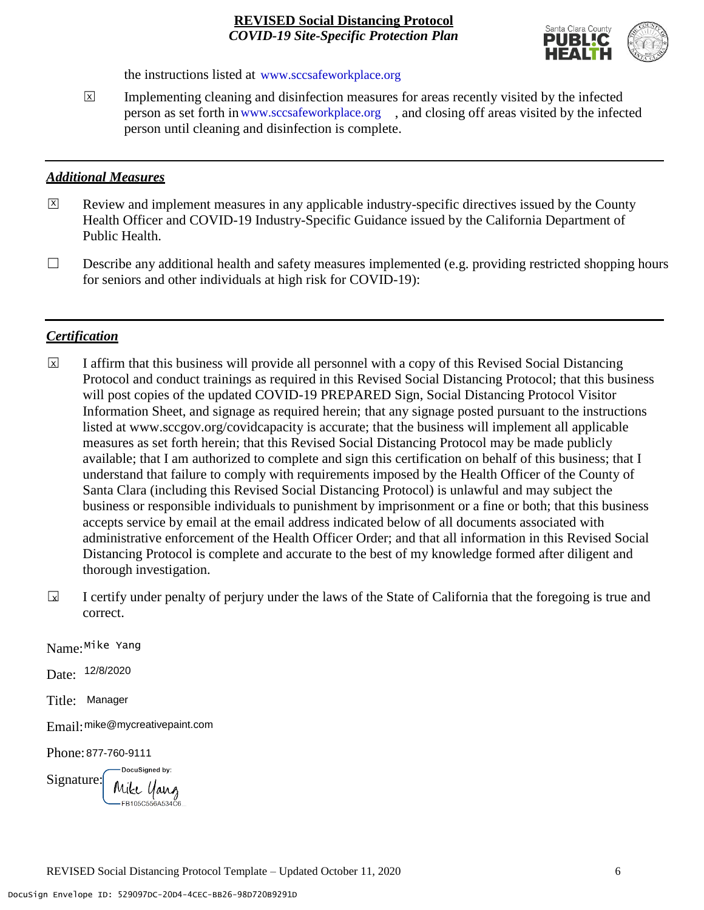the instructions listed at www.sccsafeworkplace.org

☒ Implementing cleaning and disinfection measures for areas recently visited by the infected person as set forth in www.sccsafeworkplace.org, and closing off areas visited by the infected person until cleaning and disinfection is complete.

## *Additional Measures*

☒ Review and implement measures in any applicable industry-specific directives issued by the County Health Officer and COVID-19 Industry-Specific Guidance issued by the California Department of Public Health.

☐ Describe any additional health and safety measures implemented (e.g. providing restricted shopping hours for seniors and other individuals at high risk for COVID-19):

## *Certification*

☒ I affirm that this business will provide all personnel with a copy of this Revised Social Distancing Protocol and conduct trainings as required in this Revised Social Distancing Protocol; that this business will post copies of the updated COVID-19 PREPARED Sign, Social Distancing Protocol Visitor Information Sheet, and signage as required herein; that any signage posted pursuant to the instructions listed at www.sccgov.org/covidcapacity is accurate; that the business will implement all applicable measures as set forth herein; that this Revised Social Distancing Protocol may be made publicly available; that I am authorized to complete and sign this certification on behalf of this business; that I understand that failure to comply with requirements imposed by the Health Officer of the County of Santa Clara (including this Revised Social Distancing Protocol) is unlawful and may subject the business or responsible individuals to punishment by imprisonment or a fine or both; that this business accepts service by email at the email address indicated below of all documents associated with administrative enforcement of the Health Officer Order; and that all information in this Revised Social Distancing Protocol is complete and accurate to the best of my knowledge formed after diligent and thorough investigation.

☒ I certify under penalty of perjury under the laws of the State of California that the foregoing is true and correct.

Name: Mike Yang

Date: 12/8/2020

Title: Manager

Email: mike@mycreativepaint.com

Phone: 877-760-9111

Signature: DocuSigned by: Mike Yang FB105C556A534C6

DocuSign Envelope ID: 529097DC-20D4-4CEC-BB26-98D720B9291D